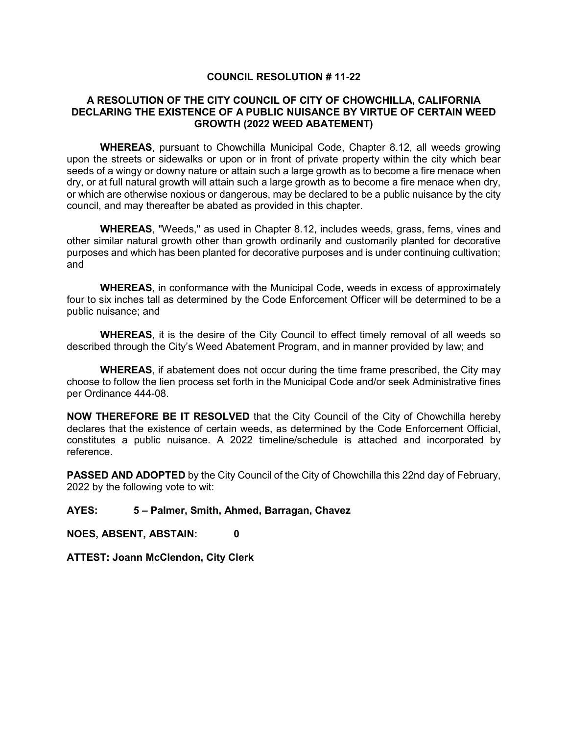# COUNCIL RESOLUTION # 11-22

## A RESOLUTION OF THE CITY COUNCIL OF CITY OF CHOWCHILLA, CALIFORNIA DECLARING THE EXISTENCE OF A PUBLIC NUISANCE BY VIRTUE OF CERTAIN WEED GROWTH (2022 WEED ABATEMENT)

**WHEREAS**, pursuant to Chowchilla Municipal Code, Chapter 8.12, all weeds growing upon the streets or sidewalks or upon or in front of private property within the city which bear seeds of a wingy or downy nature or attain such a large growth as to become a fire menace when dry, or at full natural growth will attain such a large growth as to become a fire menace when dry, or which are otherwise noxious or dangerous, may be declared to be a public nuisance by the city council, and may thereafter be abated as provided in this chapter.

**WHEREAS**, "Weeds," as used in Chapter 8.12, includes weeds, grass, ferns, vines and other similar natural growth other than growth ordinarily and customarily planted for decorative purposes and which has been planted for decorative purposes and is under continuing cultivation; and

**WHEREAS**, in conformance with the Municipal Code, weeds in excess of approximately four to six inches tall as determined by the Code Enforcement Officer will be determined to be a public nuisance; and

**WHEREAS**, it is the desire of the City Council to effect timely removal of all weeds so described through the City's Weed Abatement Program, and in manner provided by law; and

**WHEREAS**, if abatement does not occur during the time frame prescribed, the City may choose to follow the lien process set forth in the Municipal Code and/or seek Administrative fines per Ordinance 444-08.

**NOW THEREFORE BE IT RESOLVED** that the City Council of the City of Chowchilla hereby declares that the existence of certain weeds, as determined by the Code Enforcement Official, constitutes a public nuisance. A 2022 timeline/schedule is attached and incorporated by reference.

**PASSED AND ADOPTED** by the City Council of the City of Chowchilla this 22nd day of February, 2022 by the following vote to wit:

**AYES: 5 – Palmer, Smith, Ahmed, Barragan, Chavez**

**NOES, ABSENT, ABSTAIN: 0**

**ATTEST: Joann McClendon, City Clerk**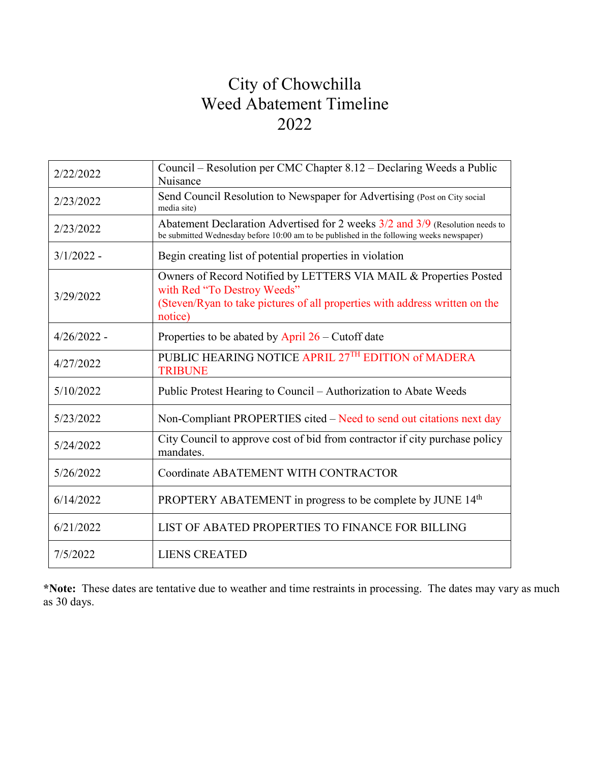# City of Chowchilla
# Weed Abatement Timeline
# 2022

| | |
|---|---|
| 2/22/2022 | Council – Resolution per CMC Chapter 8.12 – Declaring Weeds a Public Nuisance |
| 2/23/2022 | Send Council Resolution to Newspaper for Advertising (Post on City social media site) |
| 2/23/2022 | Abatement Declaration Advertised for 2 weeks 3/2 and 3/9 (Resolution needs to be submitted Wednesday before 10:00 am to be published in the following weeks newspaper) |
| 3/1/2022 - | Begin creating list of potential properties in violation |
| 3/29/2022 | Owners of Record Notified by LETTERS VIA MAIL & Properties Posted with Red "To Destroy Weeds" (Steven/Ryan to take pictures of all properties with address written on the notice) |
| 4/26/2022 - | Properties to be abated by April 26 – Cutoff date |
| 4/27/2022 | PUBLIC HEARING NOTICE APRIL 27TH EDITION of MADERA TRIBUNE |
| 5/10/2022 | Public Protest Hearing to Council – Authorization to Abate Weeds |
| 5/23/2022 | Non-Compliant PROPERTIES cited – Need to send out citations next day |
| 5/24/2022 | City Council to approve cost of bid from contractor if city purchase policy mandates. |
| 5/26/2022 | Coordinate ABATEMENT WITH CONTRACTOR |
| 6/14/2022 | PROPTERY ABATEMENT in progress to be complete by JUNE 14th |
| 6/21/2022 | LIST OF ABATED PROPERTIES TO FINANCE FOR BILLING |
| 7/5/2022 | LIENS CREATED |

**\*Note:** These dates are tentative due to weather and time restraints in processing. The dates may vary as much as 30 days.